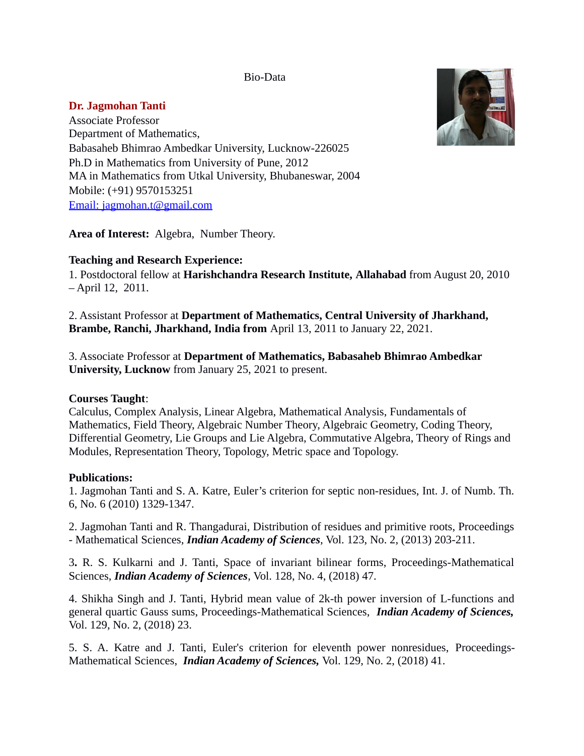Bio-Data

**Dr. Jagmohan Tanti**
Associate Professor
Department of Mathematics,
Babasaheb Bhimrao Ambedkar University, Lucknow-226025
Ph.D in Mathematics from University of Pune, 2012
MA in Mathematics from Utkal University, Bhubaneswar, 2004
Mobile: (+91) 9570153251
Email: jagmohan.t@gmail.com

**Area of Interest:** Algebra, Number Theory.

**Teaching and Research Experience:**

1. Postdoctoral fellow at **Harishchandra Research Institute, Allahabad** from August 20, 2010 – April 12, 2011.

2. Assistant Professor at **Department of Mathematics, Central University of Jharkhand, Brambe, Ranchi, Jharkhand, India from** April 13, 2011 to January 22, 2021.

3. Associate Professor at **Department of Mathematics, Babasaheb Bhimrao Ambedkar University, Lucknow** from January 25, 2021 to present.

**Courses Taught**:
Calculus, Complex Analysis, Linear Algebra, Mathematical Analysis, Fundamentals of Mathematics, Field Theory, Algebraic Number Theory, Algebraic Geometry, Coding Theory, Differential Geometry, Lie Groups and Lie Algebra, Commutative Algebra, Theory of Rings and Modules, Representation Theory, Topology, Metric space and Topology.

**Publications:**

1. Jagmohan Tanti and S. A. Katre, Euler's criterion for septic non-residues, Int. J. of Numb. Th. 6, No. 6 (2010) 1329-1347.

2. Jagmohan Tanti and R. Thangadurai, Distribution of residues and primitive roots, Proceedings - Mathematical Sciences, ***Indian Academy of Sciences***, Vol. 123, No. 2, (2013) 203-211.

3. R. S. Kulkarni and J. Tanti, Space of invariant bilinear forms, Proceedings-Mathematical Sciences, ***Indian Academy of Sciences***, Vol. 128, No. 4, (2018) 47.

4. Shikha Singh and J. Tanti, Hybrid mean value of 2k-th power inversion of L-functions and general quartic Gauss sums, Proceedings-Mathematical Sciences, ***Indian Academy of Sciences,*** Vol. 129, No. 2, (2018) 23.

5. S. A. Katre and J. Tanti, Euler's criterion for eleventh power nonresidues, Proceedings-Mathematical Sciences, ***Indian Academy of Sciences,*** Vol. 129, No. 2, (2018) 41.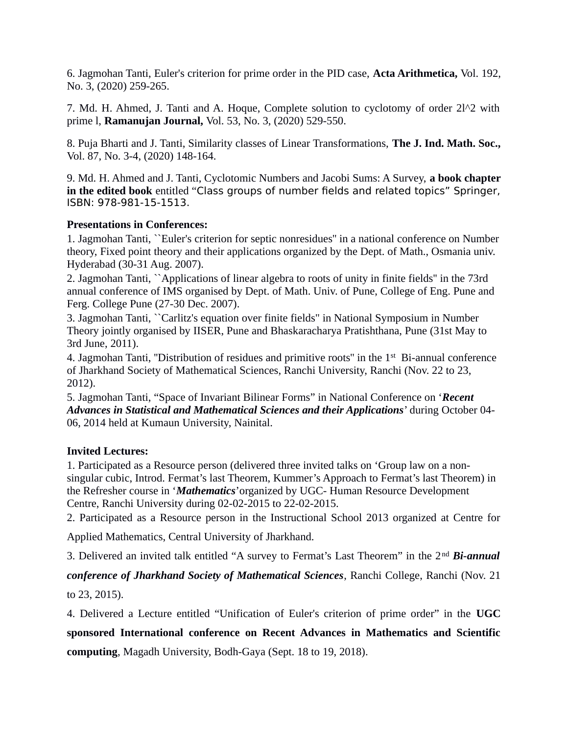6. Jagmohan Tanti, Euler's criterion for prime order in the PID case, **Acta Arithmetica,** Vol. 192, No. 3, (2020) 259-265.

7. Md. H. Ahmed, J. Tanti and A. Hoque, Complete solution to cyclotomy of order 2l^2 with prime l, **Ramanujan Journal,** Vol. 53, No. 3, (2020) 529-550.

8. Puja Bharti and J. Tanti, Similarity classes of Linear Transformations, **The J. Ind. Math. Soc.,** Vol. 87, No. 3-4, (2020) 148-164.

9. Md. H. Ahmed and J. Tanti, Cyclotomic Numbers and Jacobi Sums: A Survey, **a book chapter in the edited book** entitled "Class groups of number fields and related topics" Springer, ISBN: 978-981-15-1513.

**Presentations in Conferences:**

1. Jagmohan Tanti, ``Euler's criterion for septic nonresidues'' in a national conference on Number theory, Fixed point theory and their applications organized by the Dept. of Math., Osmania univ. Hyderabad (30-31 Aug. 2007).
2. Jagmohan Tanti, ``Applications of linear algebra to roots of unity in finite fields'' in the 73rd annual conference of IMS organised by Dept. of Math. Univ. of Pune, College of Eng. Pune and Ferg. College Pune (27-30 Dec. 2007).
3. Jagmohan Tanti, ``Carlitz's equation over finite fields'' in National Symposium in Number Theory jointly organised by IISER, Pune and Bhaskaracharya Pratishthana, Pune (31st May to 3rd June, 2011).
4. Jagmohan Tanti, "Distribution of residues and primitive roots" in the 1st Bi-annual conference of Jharkhand Society of Mathematical Sciences, Ranchi University, Ranchi (Nov. 22 to 23, 2012).
5. Jagmohan Tanti, "Space of Invariant Bilinear Forms" in National Conference on '***Recent Advances in Statistical and Mathematical Sciences and their Applications***' during October 04-06, 2014 held at Kumaun University, Nainital.

**Invited Lectures:**

1. Participated as a Resource person (delivered three invited talks on 'Group law on a non-singular cubic, Introd. Fermat's last Theorem, Kummer's Approach to Fermat's last Theorem) in the Refresher course in '***Mathematics***' organized by UGC- Human Resource Development Centre, Ranchi University during 02-02-2015 to 22-02-2015.
2. Participated as a Resource person in the Instructional School 2013 organized at Centre for Applied Mathematics, Central University of Jharkhand.
3. Delivered an invited talk entitled "A survey to Fermat's Last Theorem" in the 2nd ***Bi-annual conference of Jharkhand Society of Mathematical Sciences***, Ranchi College, Ranchi (Nov. 21 to 23, 2015).
4. Delivered a Lecture entitled "Unification of Euler's criterion of prime order" in the **UGC sponsored International conference on Recent Advances in Mathematics and Scientific computing**, Magadh University, Bodh-Gaya (Sept. 18 to 19, 2018).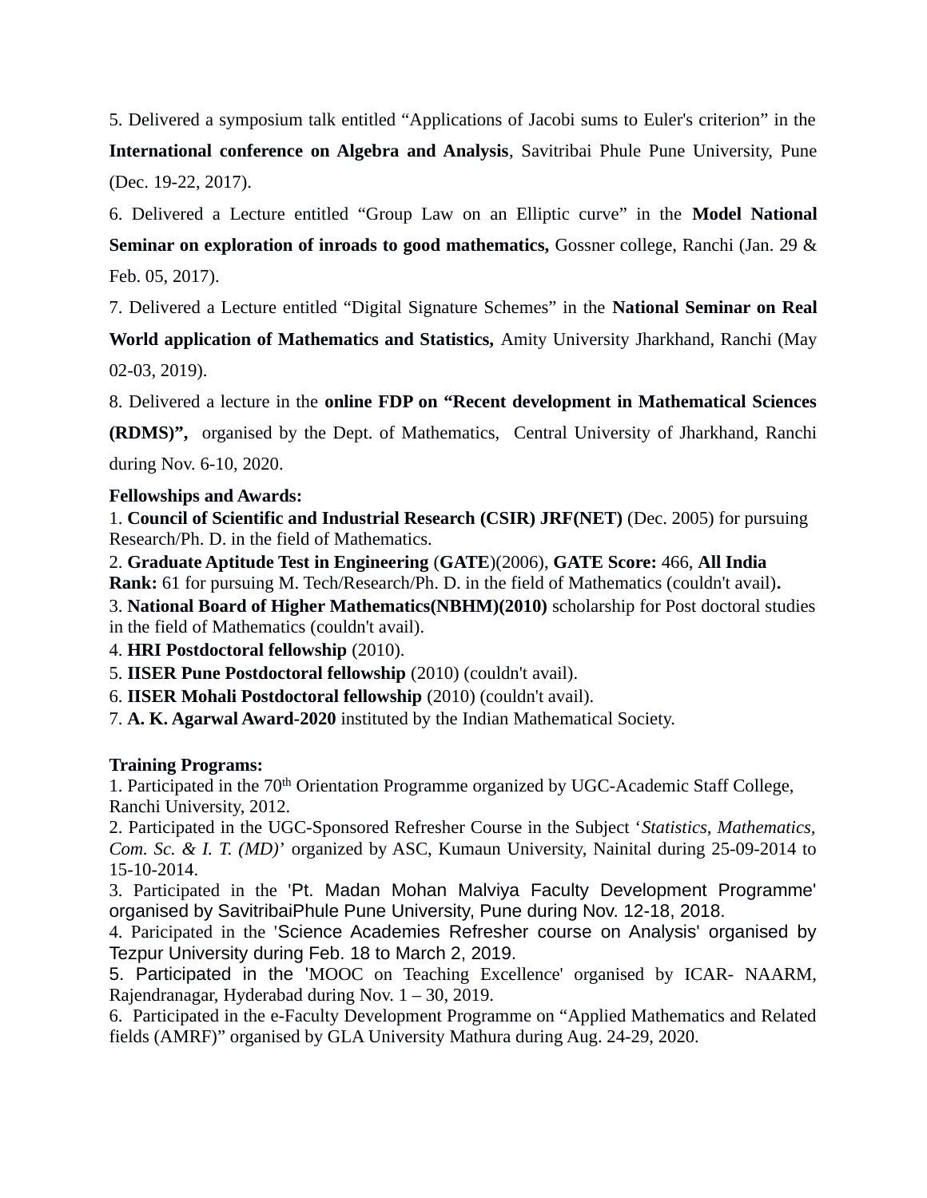5. Delivered a symposium talk entitled "Applications of Jacobi sums to Euler's criterion" in the **International conference on Algebra and Analysis**, Savitribai Phule Pune University, Pune (Dec. 19-22, 2017).

6. Delivered a Lecture entitled "Group Law on an Elliptic curve" in the **Model National Seminar on exploration of inroads to good mathematics,** Gossner college, Ranchi (Jan. 29 & Feb. 05, 2017).

7. Delivered a Lecture entitled "Digital Signature Schemes" in the **National Seminar on Real World application of Mathematics and Statistics,** Amity University Jharkhand, Ranchi (May 02-03, 2019).

8. Delivered a lecture in the **online FDP on "Recent development in Mathematical Sciences (RDMS)",** organised by the Dept. of Mathematics, Central University of Jharkhand, Ranchi during Nov. 6-10, 2020.

**Fellowships and Awards:**

1. **Council of Scientific and Industrial Research (CSIR) JRF(NET)** (Dec. 2005) for pursuing Research/Ph. D. in the field of Mathematics.
2. **Graduate Aptitude Test in Engineering** (**GATE**)(2006), **GATE Score:** 466, **All India Rank:** 61 for pursuing M. Tech/Research/Ph. D. in the field of Mathematics (couldn't avail)**.**
3. **National Board of Higher Mathematics(NBHM)(2010)** scholarship for Post doctoral studies in the field of Mathematics (couldn't avail).
4. **HRI Postdoctoral fellowship** (2010).
5. **IISER Pune Postdoctoral fellowship** (2010) (couldn't avail).
6. **IISER Mohali Postdoctoral fellowship** (2010) (couldn't avail).
7. **A. K. Agarwal Award-2020** instituted by the Indian Mathematical Society.

**Training Programs:**

1. Participated in the 70th Orientation Programme organized by UGC-Academic Staff College, Ranchi University, 2012.
2. Participated in the UGC-Sponsored Refresher Course in the Subject '*Statistics, Mathematics, Com. Sc. & I. T. (MD)*' organized by ASC, Kumaun University, Nainital during 25-09-2014 to 15-10-2014.
3. Participated in the 'Pt. Madan Mohan Malviya Faculty Development Programme' organised by SavitribaiPhule Pune University, Pune during Nov. 12-18, 2018.
4. Paricipated in the 'Science Academies Refresher course on Analysis' organised by Tezpur University during Feb. 18 to March 2, 2019.
5. Participated in the 'MOOC on Teaching Excellence' organised by ICAR- NAARM, Rajendranagar, Hyderabad during Nov. 1 – 30, 2019.
6. Participated in the e-Faculty Development Programme on "Applied Mathematics and Related fields (AMRF)" organised by GLA University Mathura during Aug. 24-29, 2020.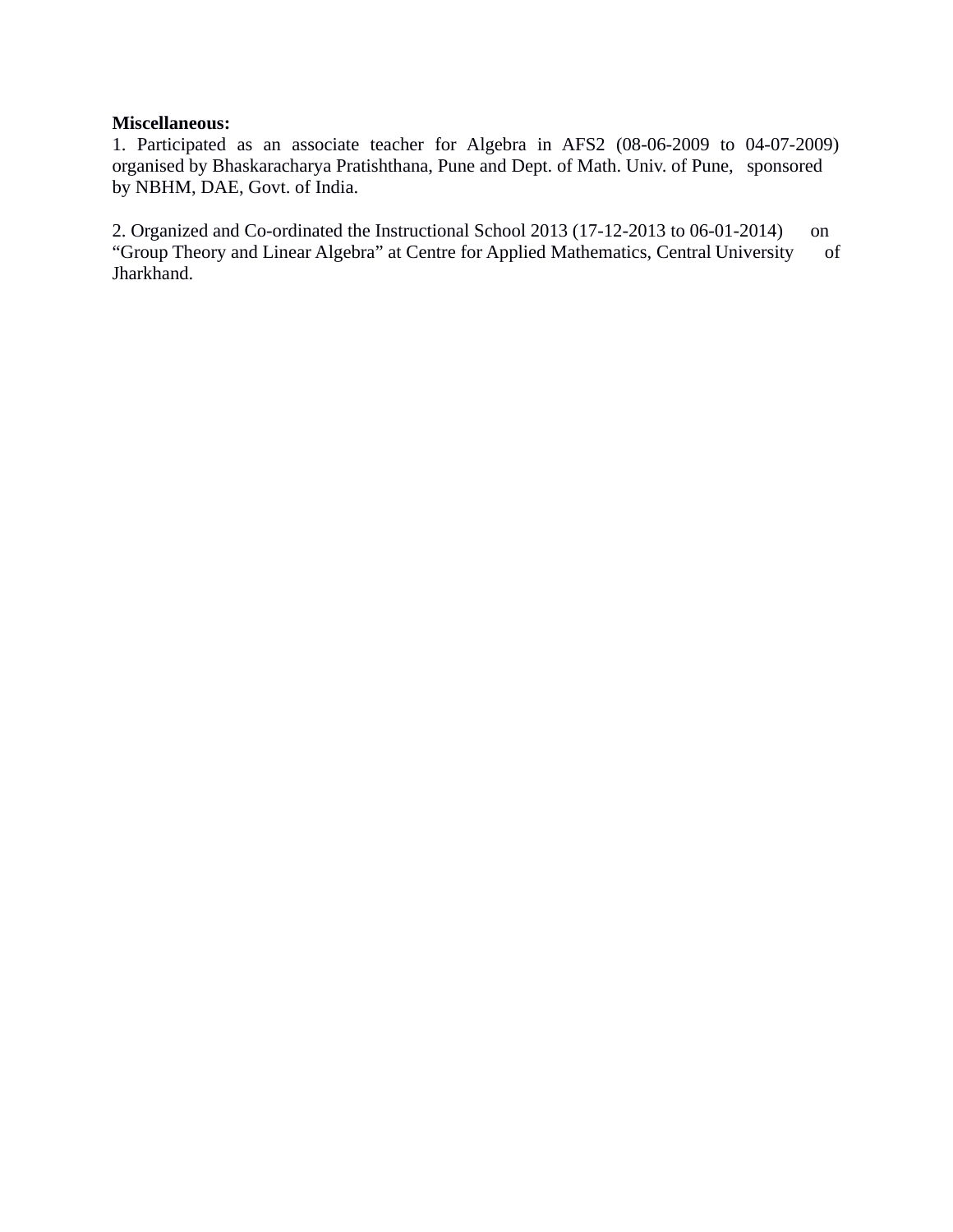**Miscellaneous:**

1. Participated as an associate teacher for Algebra in AFS2 (08-06-2009 to 04-07-2009) organised by Bhaskaracharya Pratishthana, Pune and Dept. of Math. Univ. of Pune, sponsored by NBHM, DAE, Govt. of India.

2. Organized and Co-ordinated the Instructional School 2013 (17-12-2013 to 06-01-2014) on "Group Theory and Linear Algebra" at Centre for Applied Mathematics, Central University of Jharkhand.